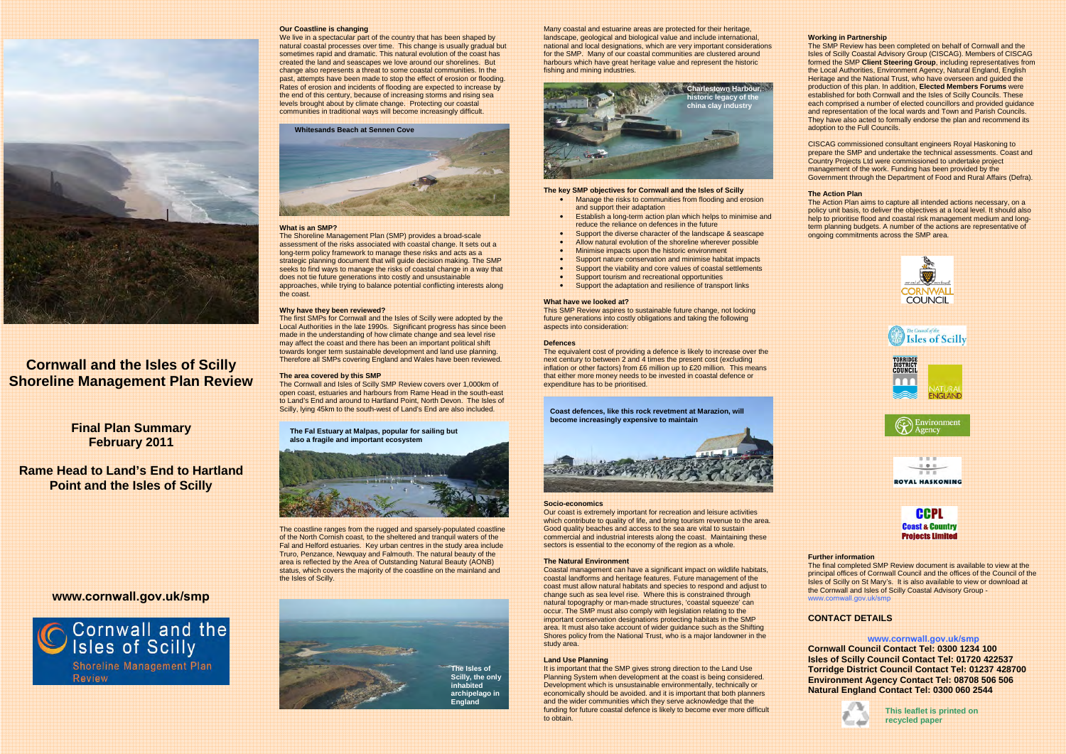# Cornwall and the Isles of Scilly Shoreline Management Plan Review

## Final Plan Summary February 2011

## Rame Head to Land's End to Hartland Point and the Isles of Scilly

**www.cornwall.gov.uk/smp**

Cornwall and the Isles of Scilly
Shoreline Management Plan Review

### Our Coastline is changing

We live in a spectacular part of the country that has been shaped by natural coastal processes over time. This change is usually gradual but sometimes rapid and dramatic. This natural evolution of the coast has created the land and seascapes we love around our shorelines. But change also represents a threat to some coastal communities. In the past, attempts have been made to stop the effect of erosion or flooding. Rates of erosion and incidents of flooding are expected to increase by the end of this century, because of increasing storms and rising sea levels brought about by climate change. Protecting our coastal communities in traditional ways will become increasingly difficult.

Whitesands Beach at Sennen Cove

### What is an SMP?

The Shoreline Management Plan (SMP) provides a broad-scale assessment of the risks associated with coastal change. It sets out a long-term policy framework to manage these risks and acts as a strategic planning document that will guide decision making. The SMP seeks to find ways to manage the risks of coastal change in a way that does not tie future generations into costly and unsustainable approaches, while trying to balance potential conflicting interests along the coast.

### Why have they been reviewed?

The first SMPs for Cornwall and the Isles of Scilly were adopted by the Local Authorities in the late 1990s. Significant progress has since been made in the understanding of how climate change and sea level rise may affect the coast and there has been an important political shift towards longer term sustainable development and land use planning. Therefore all SMPs covering England and Wales have been reviewed.

### The area covered by this SMP

The Cornwall and Isles of Scilly SMP Review covers over 1,000km of open coast, estuaries and harbours from Rame Head in the south-east to Land's End and around to Hartland Point, North Devon. The Isles of Scilly, lying 45km to the south-west of Land's End are also included.

The Fal Estuary at Malpas, popular for sailing but also a fragile and important ecosystem

The coastline ranges from the rugged and sparsely-populated coastline of the North Cornish coast, to the sheltered and tranquil waters of the Fal and Helford estuaries. Key urban centres in the study area include Truro, Penzance, Newquay and Falmouth. The natural beauty of the area is reflected by the Area of Outstanding Natural Beauty (AONB) status, which covers the majority of the coastline on the mainland and the Isles of Scilly.

The Isles of Scilly, the only inhabited archipelago in England

Many coastal and estuarine areas are protected for their heritage, landscape, geological and biological value and include international, national and local designations, which are very important considerations for the SMP. Many of our coastal communities are clustered around harbours which have great heritage value and represent the historic fishing and mining industries.

Charlestown Harbour, historic legacy of the china clay industry

### The key SMP objectives for Cornwall and the Isles of Scilly

- Manage the risks to communities from flooding and erosion and support their adaptation
- Establish a long-term action plan which helps to minimise and reduce the reliance on defences in the future
- Support the diverse character of the landscape & seascape
- Allow natural evolution of the shoreline wherever possible
- Minimise impacts upon the historic environment
- Support nature conservation and minimise habitat impacts
- Support the viability and core values of coastal settlements
- Support tourism and recreational opportunities
- Support the adaptation and resilience of transport links

### What have we looked at?

This SMP Review aspires to sustainable future change, not locking future generations into costly obligations and taking the following aspects into consideration:

### Defences

The equivalent cost of providing a defence is likely to increase over the next century to between 2 and 4 times the present cost (excluding inflation or other factors) from £6 million up to £20 million. This means that either more money needs to be invested in coastal defence or expenditure has to be prioritised.

Coast defences, like this rock revetment at Marazion, will become increasingly expensive to maintain

### Socio-economics

Our coast is extremely important for recreation and leisure activities which contribute to quality of life, and bring tourism revenue to the area. Good quality beaches and access to the sea are vital to sustain commercial and industrial interests along the coast. Maintaining these sectors is essential to the economy of the region as a whole.

### The Natural Environment

Coastal management can have a significant impact on wildlife habitats, coastal landforms and heritage features. Future management of the coast must allow natural habitats and species to respond and adjust to change such as sea level rise. Where this is constrained through natural topography or man-made structures, 'coastal squeeze' can occur. The SMP must also comply with legislation relating to the important conservation designations protecting habitats in the SMP area. It must also take account of wider guidance such as the Shifting Shores policy from the National Trust, who is a major landowner in the study area.

### Land Use Planning

It is important that the SMP gives strong direction to the Land Use Planning System when development at the coast is being considered. Development which is unsustainable environmentally, technically or economically should be avoided, and it is important that both planners and the wider communities which they serve acknowledge that the funding for future coastal defence is likely to become ever more difficult to obtain.

### Working in Partnership

The SMP Review has been completed on behalf of Cornwall and the Isles of Scilly Coastal Advisory Group (CISCAG). Members of CISCAG formed the SMP **Client Steering Group**, including representatives from the Local Authorities, Environment Agency, Natural England, English Heritage and the National Trust, who have overseen and guided the production of this plan. In addition, **Elected Members Forums** were established for both Cornwall and the Isles of Scilly Councils. These each comprised a number of elected councillors and provided guidance and representation of the local wards and Town and Parish Councils. They have also acted to formally endorse the plan and recommend its adoption to the Full Councils.

CISCAG commissioned consultant engineers Royal Haskoning to prepare the SMP and undertake the technical assessments. Coast and Country Projects Ltd were commissioned to undertake project management of the work. Funding has been provided by the Government through the Department of Food and Rural Affairs (Defra).

### The Action Plan

The Action Plan aims to capture all intended actions necessary, on a policy unit basis, to deliver the objectives at a local level. It should also help to prioritise flood and coastal risk management medium and long-term planning budgets. A number of the actions are representative of ongoing commitments across the SMP area.

Cornwall Council · The Council of the Isles of Scilly · Torridge District Council · Natural England · Environment Agency · Royal Haskoning · CCPL Coast & Country Projects Limited

### Further information

The final completed SMP Review document is available to view at the principal offices of Cornwall Council and the offices of the Council of the Isles of Scilly on St Mary's. It is also available to view or download at the Cornwall and Isles of Scilly Coastal Advisory Group - www.cornwall.gov.uk/smp

### CONTACT DETAILS

**www.cornwall.gov.uk/smp**

**Cornwall Council Contact Tel: 0300 1234 100**
**Isles of Scilly Council Contact Tel: 01720 422537**
**Torridge District Council Contact Tel: 01237 428700**
**Environment Agency Contact Tel: 08708 506 506**
**Natural England Contact Tel: 0300 060 2544**

This leaflet is printed on recycled paper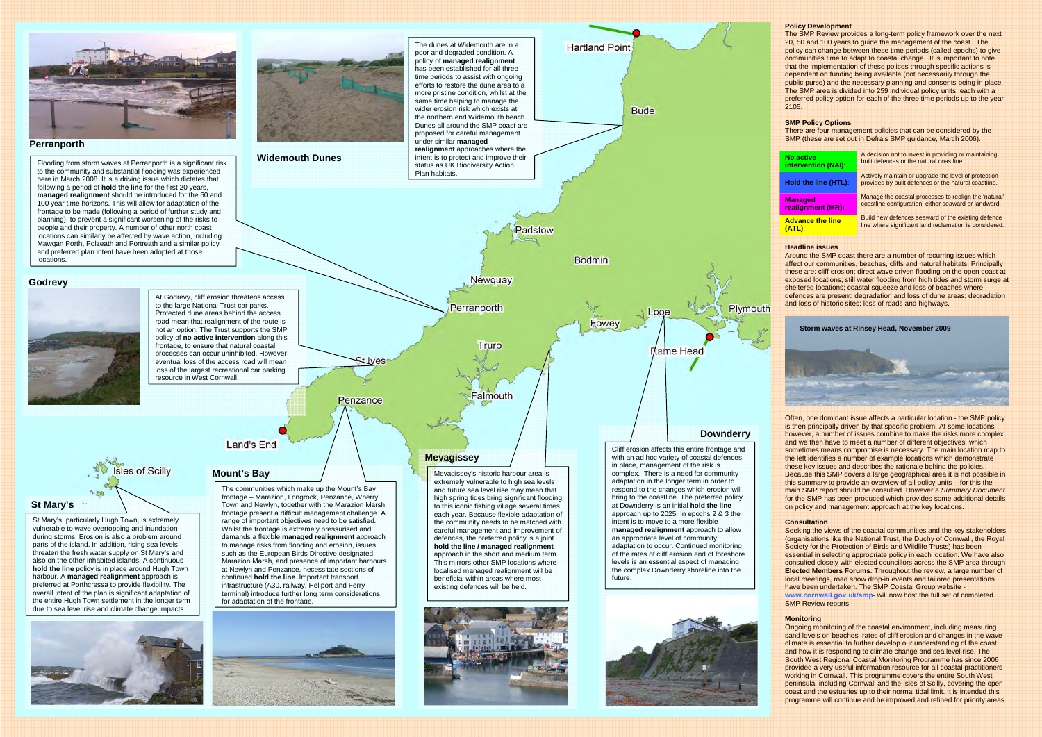## Perranporth

Flooding from storm waves at Perranporth is a significant risk to the community and substantial flooding was experienced here in March 2008. It is a driving issue which dictates that following a period of **hold the line** for the first 20 years, **managed realignment** should be introduced for the 50 and 100 year time horizons. This will allow for adaptation of the frontage to be made (following a period of further study and planning), to prevent a significant worsening of the risks to people and their property. A number of other north coast locations can similarly be affected by wave action, including Mawgan Porth, Polzeath and Portreath and a similar policy and preferred plan intent have been adopted at those locations.

## Widemouth Dunes

The dunes at Widemouth are in a poor and degraded condition. A policy of **managed realignment** has been established for all three time periods to assist with ongoing efforts to restore the dune area to a more pristine condition, whilst at the same time helping to manage the wider erosion risk which exists at the northern end Widemouth beach. Dunes all around the SMP coast are proposed for careful management under similar **managed realignment** approaches where the intent is to protect and improve their status as UK Biodiversity Action Plan habitats.

## Godrevy

At Godrevy, cliff erosion threatens access to the large National Trust car parks. Protected dune areas behind the access road mean that realignment of the route is not an option. The Trust supports the SMP policy of **no active intervention** along this frontage, to ensure that natural coastal processes can occur uninhibited. However eventual loss of the access road will mean loss of the largest recreational car parking resource in West Cornwall.

Hartland Point

Bude

Padstow

Bodmin

Newquay

Perranporth

Fowey

Looe

Plymouth

Truro

Rame Head

St Ives

Falmouth

Penzance

Land's End

Isles of Scilly

## St Mary's

St Mary's, particularly Hugh Town, is extremely vulnerable to wave overtopping and inundation during storms. Erosion is also a problem around parts of the island. In addition, rising sea levels threaten the fresh water supply on St Mary's and also on the other inhabited islands. A continuous **hold the line** policy is in place around Hugh Town harbour. A **managed realignment** approach is preferred at Porthcressa to provide flexibility. The overall intent of the plan is significant adaptation of the entire Hugh Town settlement in the longer term due to sea level rise and climate change impacts.

## Mount's Bay

The communities which make up the Mount's Bay frontage – Marazion, Longrock, Penzance, Wherry Town and Newlyn, together with the Marazion Marsh frontage present a difficult management challenge. A range of important objectives need to be satisfied. Whilst the frontage is extremely pressurised and demands a flexible **managed realignment** approach to manage risks from flooding and erosion, issues such as the European Birds Directive designated Marazion Marsh, and presence of important harbours at Newlyn and Penzance, necessitate sections of continued **hold the line**. Important transport infrastructure (A30, railway, Heliport and Ferry terminal) introduce further long term considerations for adaptation of the frontage.

## Mevagissey

Mevagissey's historic harbour area is extremely vulnerable to high sea levels and future sea level rise may mean that high spring tides bring significant flooding to this iconic fishing village several times each year. Because flexible adaptation of the community needs to be matched with careful management and improvement of defences, the preferred policy is a joint **hold the line / managed realignment** approach in the short and medium term. This mirrors other SMP locations where localised managed realignment will be beneficial within areas where most existing defences will be held.

## Downderry

Cliff erosion affects this entire frontage and with an ad hoc variety of coastal defences in place, management of the risk is complex. There is a need for community adaptation in the longer term in order to respond to the changes which erosion will bring to the coastline. The preferred policy at Downderry is an initial **hold the line** approach up to 2025. In epochs 2 & 3 the intent is to move to a more flexible **managed realignment** approach to allow an appropriate level of community adaptation to occur. Continued monitoring of the rates of cliff erosion and of foreshore levels is an essential aspect of managing the complex Downderry shoreline into the future.

### Policy Development

The SMP Review provides a long-term policy framework over the next 20, 50 and 100 years to guide the management of the coast. The policy can change between these time periods (called epochs) to give communities time to adapt to coastal change. It is important to note that the implementation of these polices through specific actions is dependent on funding being available (not necessarily through the public purse) and the necessary planning and consents being in place. The SMP area is divided into 259 individual policy units, each with a preferred policy option for each of the three time periods up to the year 2105.

### SMP Policy Options

There are four management policies that can be considered by the SMP (these are set out in Defra's SMP guidance, March 2006).

| | |
|---|---|
| **No active intervention (NAI)**: | A decision not to invest in providing or maintaining built defences or the natural coastline. |
| **Hold the line (HTL)**: | Actively maintain or upgrade the level of protection provided by built defences or the natural coastline. |
| **Managed realignment (MR)**: | Manage the coastal processes to realign the 'natural' coastline configuration, either seaward or landward. |
| **Advance the line (ATL)**: | Build new defences seaward of the existing defence line where significant land reclamation is considered. |

### Headline issues

Around the SMP coast there are a number of recurring issues which affect our communities, beaches, cliffs and natural habitats. Principally these are: cliff erosion; direct wave driven flooding on the open coast at exposed locations; still water flooding from high tides and storm surge at sheltered locations; coastal squeeze and loss of beaches where defences are present; degradation and loss of dune areas; degradation and loss of historic sites; loss of roads and highways.

**Storm waves at Rinsey Head, November 2009**

Often, one dominant issue affects a particular location - the SMP policy is then principally driven by that specific problem. At some locations however, a number of issues combine to make the risks more complex and we then have to meet a number of different objectives, which sometimes means compromise is necessary. The main location map to the left identifies a number of example locations which demonstrate these key issues and describes the rationale behind the policies. Because this SMP covers a large geographical area it is not possible in this summary to provide an overview of all policy units – for this the main SMP report should be consulted. However a *Summary Document* for the SMP has been produced which provides some additional details on policy and management approach at the key locations.

### Consultation

Seeking the views of the coastal communities and the key stakeholders (organisations like the National Trust, the Duchy of Cornwall, the Royal Society for the Protection of Birds and Wildlife Trusts) has been essential in selecting appropriate policy in each location. We have also consulted closely with elected councillors across the SMP area through **Elected Members Forums**. Throughout the review, a large number of local meetings, road show drop-in events and tailored presentations have been undertaken. The SMP Coastal Group website - **www.cornwall.gov.uk/smp**- will now host the full set of completed SMP Review reports.

### Monitoring

Ongoing monitoring of the coastal environment, including measuring sand levels on beaches, rates of cliff erosion and changes in the wave climate is essential to further develop our understanding of the coast and how it is responding to climate change and sea level rise. The South West Regional Coastal Monitoring Programme has since 2006 provided a very useful information resource for all coastal practitioners working in Cornwall. This programme covers the entire South West peninsula, including Cornwall and the Isles of Scilly, covering the open coast and the estuaries up to their normal tidal limit. It is intended this programme will continue and be improved and refined for priority areas.